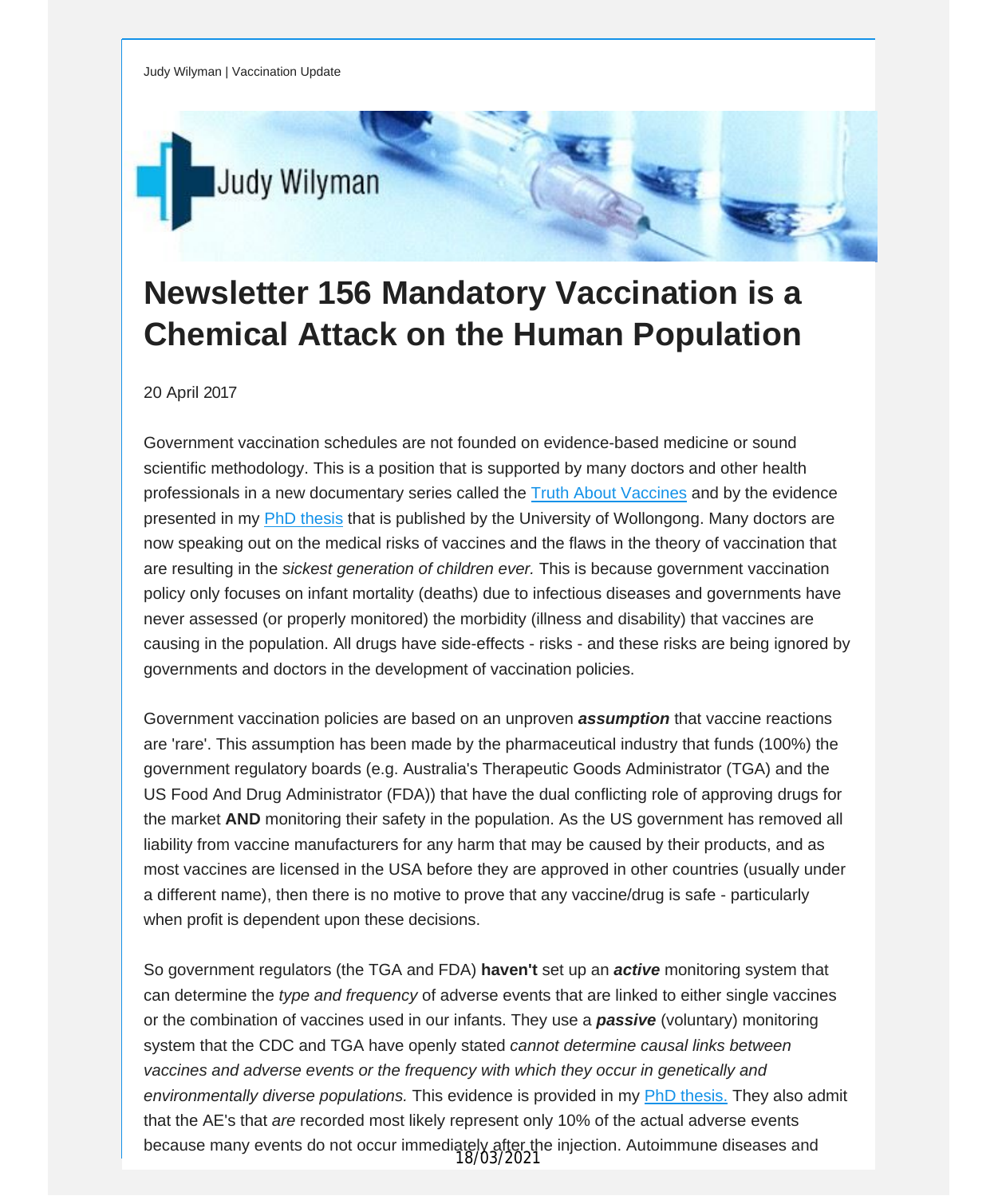Judy Wilyman | Vaccination Update

# Newsletter 156 Mandatory Vaccination is a Chemical Attack on the Human Population

20 April 2017

Government vaccination schedules are not founded on evidence-based medicine or sound scientific methodology. This is a position that is supported by many doctors and other health professionals in a new documentary series called the Truth About Vaccines and by the evidence presented in my PhD thesis that is published by the University of Wollongong. Many doctors are now speaking out on the medical risks of vaccines and the flaws in the theory of vaccination that are resulting in the *sickest generation of children ever.* This is because government vaccination policy only focuses on infant mortality (deaths) due to infectious diseases and governments have never assessed (or properly monitored) the morbidity (illness and disability) that vaccines are causing in the population. All drugs have side-effects - risks - and these risks are being ignored by governments and doctors in the development of vaccination policies.

Government vaccination policies are based on an unproven ***assumption*** that vaccine reactions are 'rare'. This assumption has been made by the pharmaceutical industry that funds (100%) the government regulatory boards (e.g. Australia's Therapeutic Goods Administrator (TGA) and the US Food And Drug Administrator (FDA)) that have the dual conflicting role of approving drugs for the market **AND** monitoring their safety in the population. As the US government has removed all liability from vaccine manufacturers for any harm that may be caused by their products, and as most vaccines are licensed in the USA before they are approved in other countries (usually under a different name), then there is no motive to prove that any vaccine/drug is safe - particularly when profit is dependent upon these decisions.

So government regulators (the TGA and FDA) **haven't** set up an ***active*** monitoring system that can determine the *type and frequency* of adverse events that are linked to either single vaccines or the combination of vaccines used in our infants. They use a ***passive*** (voluntary) monitoring system that the CDC and TGA have openly stated *cannot determine causal links between vaccines and adverse events or the frequency with which they occur in genetically and environmentally diverse populations.* This evidence is provided in my PhD thesis. They also admit that the AE's that *are* recorded most likely represent only 10% of the actual adverse events because many events do not occur immediately after the injection. Autoimmune diseases and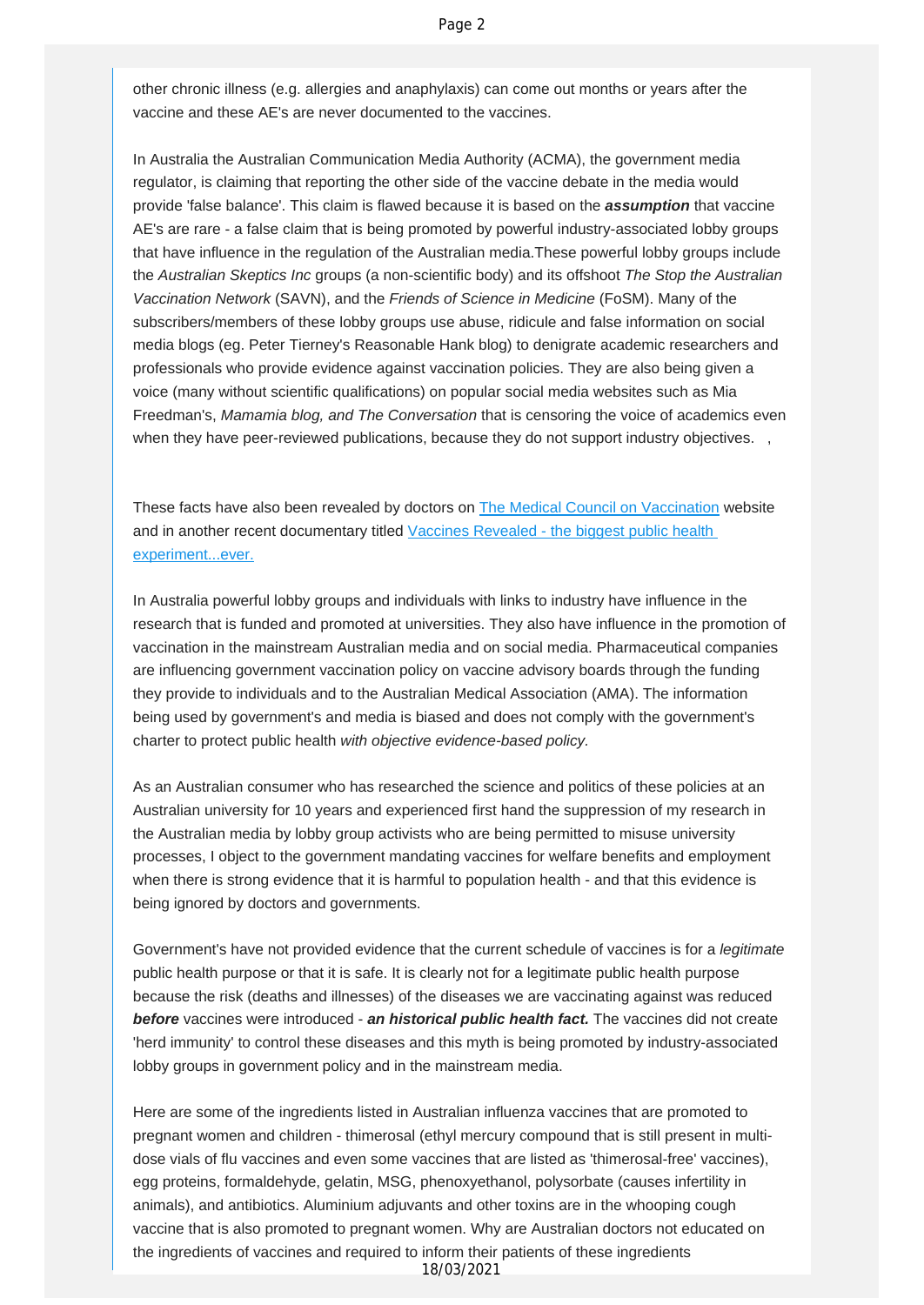other chronic illness (e.g. allergies and anaphylaxis) can come out months or years after the vaccine and these AE's are never documented to the vaccines.

In Australia the Australian Communication Media Authority (ACMA), the government media regulator, is claiming that reporting the other side of the vaccine debate in the media would provide 'false balance'. This claim is flawed because it is based on the ***assumption*** that vaccine AE's are rare - a false claim that is being promoted by powerful industry-associated lobby groups that have influence in the regulation of the Australian media.These powerful lobby groups include the *Australian Skeptics Inc* groups (a non-scientific body) and its offshoot *The Stop the Australian Vaccination Network* (SAVN), and the *Friends of Science in Medicine* (FoSM). Many of the subscribers/members of these lobby groups use abuse, ridicule and false information on social media blogs (eg. Peter Tierney's Reasonable Hank blog) to denigrate academic researchers and professionals who provide evidence against vaccination policies. They are also being given a voice (many without scientific qualifications) on popular social media websites such as Mia Freedman's, *Mamamia blog, and The Conversation* that is censoring the voice of academics even when they have peer-reviewed publications, because they do not support industry objectives. ,

These facts have also been revealed by doctors on [The Medical Council on Vaccination] website and in another recent documentary titled [Vaccines Revealed - the biggest public health experiment...ever.]

In Australia powerful lobby groups and individuals with links to industry have influence in the research that is funded and promoted at universities. They also have influence in the promotion of vaccination in the mainstream Australian media and on social media. Pharmaceutical companies are influencing government vaccination policy on vaccine advisory boards through the funding they provide to individuals and to the Australian Medical Association (AMA). The information being used by government's and media is biased and does not comply with the government's charter to protect public health *with objective evidence-based policy.*

As an Australian consumer who has researched the science and politics of these policies at an Australian university for 10 years and experienced first hand the suppression of my research in the Australian media by lobby group activists who are being permitted to misuse university processes, I object to the government mandating vaccines for welfare benefits and employment when there is strong evidence that it is harmful to population health - and that this evidence is being ignored by doctors and governments.

Government's have not provided evidence that the current schedule of vaccines is for a *legitimate* public health purpose or that it is safe. It is clearly not for a legitimate public health purpose because the risk (deaths and illnesses) of the diseases we are vaccinating against was reduced ***before*** vaccines were introduced - ***an historical public health fact.*** The vaccines did not create 'herd immunity' to control these diseases and this myth is being promoted by industry-associated lobby groups in government policy and in the mainstream media.

Here are some of the ingredients listed in Australian influenza vaccines that are promoted to pregnant women and children - thimerosal (ethyl mercury compound that is still present in multi-dose vials of flu vaccines and even some vaccines that are listed as 'thimerosal-free' vaccines), egg proteins, formaldehyde, gelatin, MSG, phenoxyethanol, polysorbate (causes infertility in animals), and antibiotics. Aluminium adjuvants and other toxins are in the whooping cough vaccine that is also promoted to pregnant women. Why are Australian doctors not educated on the ingredients of vaccines and required to inform their patients of these ingredients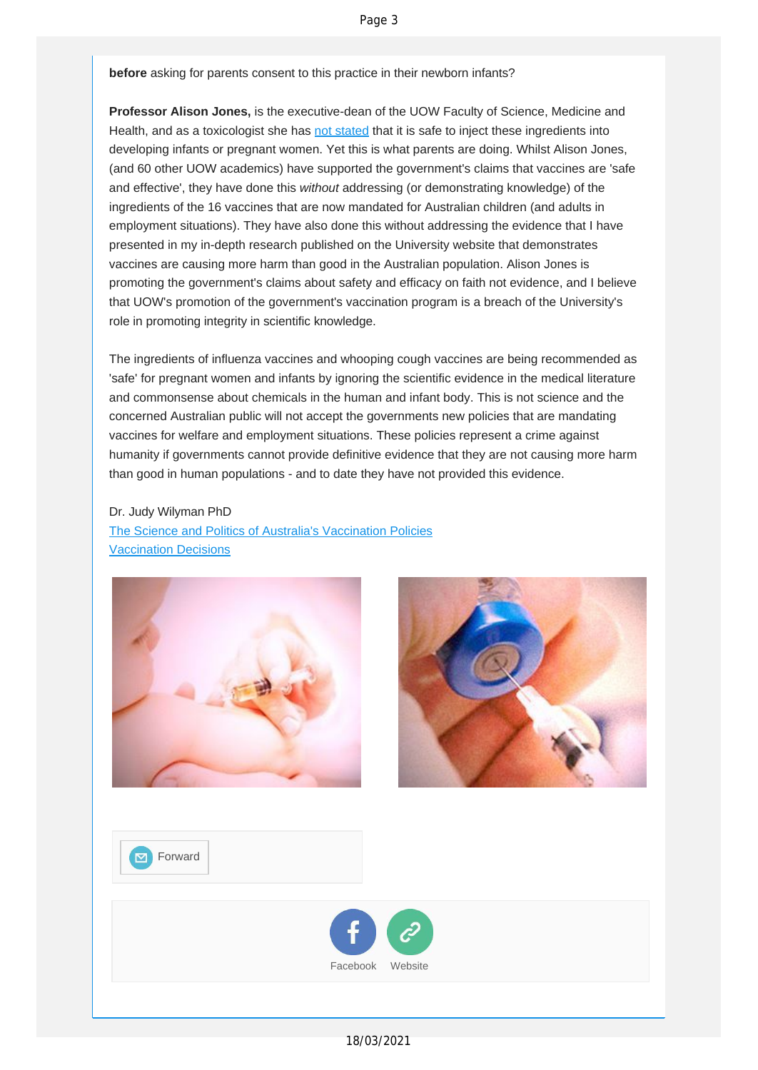**before** asking for parents consent to this practice in their newborn infants?

**Professor Alison Jones,** is the executive-dean of the UOW Faculty of Science, Medicine and Health, and as a toxicologist she has not stated that it is safe to inject these ingredients into developing infants or pregnant women. Yet this is what parents are doing. Whilst Alison Jones, (and 60 other UOW academics) have supported the government's claims that vaccines are 'safe and effective', they have done this *without* addressing (or demonstrating knowledge) of the ingredients of the 16 vaccines that are now mandated for Australian children (and adults in employment situations). They have also done this without addressing the evidence that I have presented in my in-depth research published on the University website that demonstrates vaccines are causing more harm than good in the Australian population. Alison Jones is promoting the government's claims about safety and efficacy on faith not evidence, and I believe that UOW's promotion of the government's vaccination program is a breach of the University's role in promoting integrity in scientific knowledge.

The ingredients of influenza vaccines and whooping cough vaccines are being recommended as 'safe' for pregnant women and infants by ignoring the scientific evidence in the medical literature and commonsense about chemicals in the human and infant body. This is not science and the concerned Australian public will not accept the governments new policies that are mandating vaccines for welfare and employment situations. These policies represent a crime against humanity if governments cannot provide definitive evidence that they are not causing more harm than good in human populations - and to date they have not provided this evidence.

Dr. Judy Wilyman PhD
The Science and Politics of Australia's Vaccination Policies
Vaccination Decisions

Forward

Facebook Website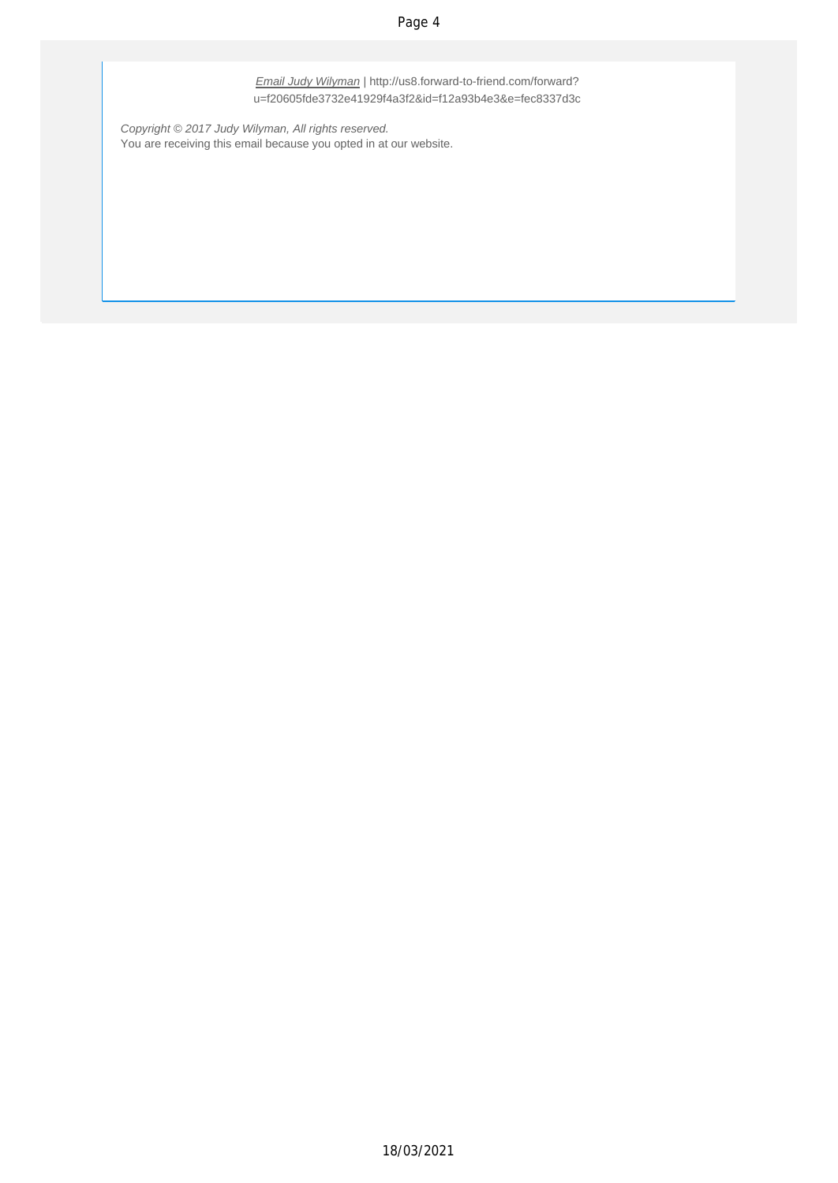*Email Judy Wilyman* | http://us8.forward-to-friend.com/forward?u=f20605fde3732e41929f4a3f2&id=f12a93b4e3&e=fec8337d3c

*Copyright © 2017 Judy Wilyman, All rights reserved.*
You are receiving this email because you opted in at our website.